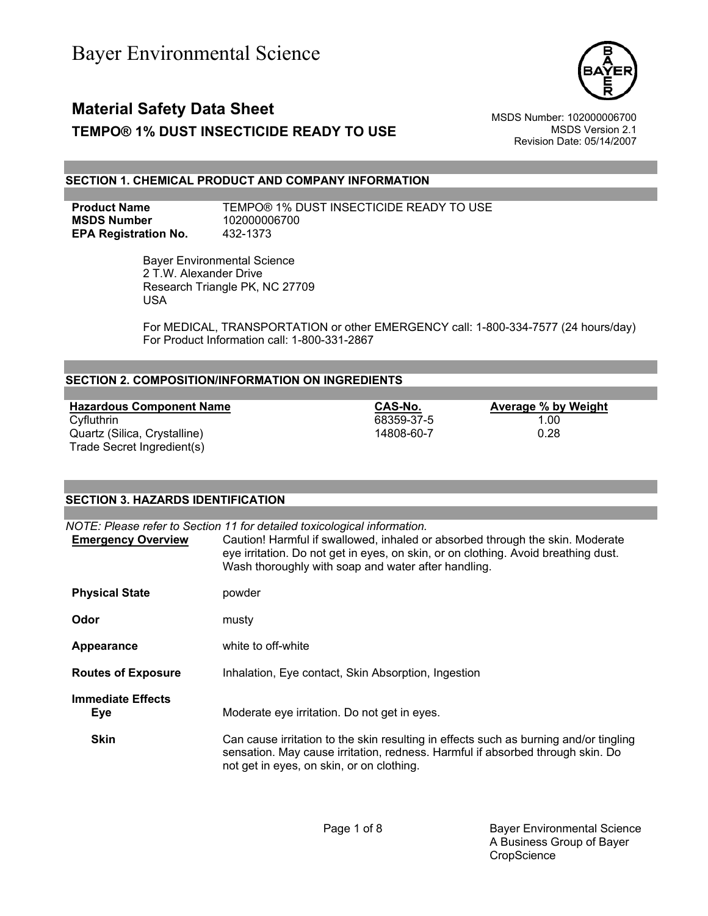Bayer Environmental Science

# Material Safety Data Sheet

**TEMPO® 1% DUST INSECTICIDE READY TO USE**

MSDS Number: 102000006700
MSDS Version 2.1
Revision Date: 05/14/2007

## SECTION 1. CHEMICAL PRODUCT AND COMPANY INFORMATION

**Product Name** TEMPO® 1% DUST INSECTICIDE READY TO USE
**MSDS Number** 102000006700
**EPA Registration No.** 432-1373

Bayer Environmental Science
2 T.W. Alexander Drive
Research Triangle PK, NC 27709
USA

For MEDICAL, TRANSPORTATION or other EMERGENCY call: 1-800-334-7577 (24 hours/day)
For Product Information call: 1-800-331-2867

## SECTION 2. COMPOSITION/INFORMATION ON INGREDIENTS

| Hazardous Component Name | CAS-No. | Average % by Weight |
|---|---|---|
| Cyfluthrin | 68359-37-5 | 1.00 |
| Quartz (Silica, Crystalline) | 14808-60-7 | 0.28 |
| Trade Secret Ingredient(s) | | |

## SECTION 3. HAZARDS IDENTIFICATION

*NOTE: Please refer to Section 11 for detailed toxicological information.*

**Emergency Overview** Caution! Harmful if swallowed, inhaled or absorbed through the skin. Moderate eye irritation. Do not get in eyes, on skin, or on clothing. Avoid breathing dust. Wash thoroughly with soap and water after handling.

**Physical State** powder

**Odor** musty

**Appearance** white to off-white

**Routes of Exposure** Inhalation, Eye contact, Skin Absorption, Ingestion

**Immediate Effects**

**Eye** Moderate eye irritation. Do not get in eyes.

**Skin** Can cause irritation to the skin resulting in effects such as burning and/or tingling sensation. May cause irritation, redness. Harmful if absorbed through skin. Do not get in eyes, on skin, or on clothing.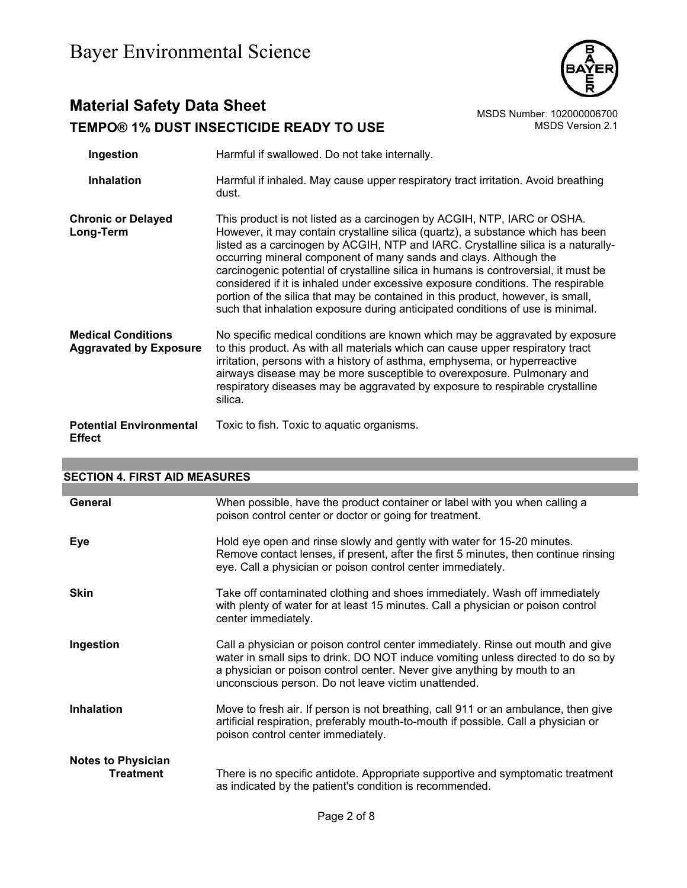| | |
|---|---|
| **Ingestion** | Harmful if swallowed. Do not take internally. |
| **Inhalation** | Harmful if inhaled. May cause upper respiratory tract irritation. Avoid breathing dust. |
| **Chronic or Delayed Long-Term** | This product is not listed as a carcinogen by ACGIH, NTP, IARC or OSHA. However, it may contain crystalline silica (quartz), a substance which has been listed as a carcinogen by ACGIH, NTP and IARC. Crystalline silica is a naturally-occurring mineral component of many sands and clays. Although the carcinogenic potential of crystalline silica in humans is controversial, it must be considered if it is inhaled under excessive exposure conditions. The respirable portion of the silica that may be contained in this product, however, is small, such that inhalation exposure during anticipated conditions of use is minimal. |
| **Medical Conditions Aggravated by Exposure** | No specific medical conditions are known which may be aggravated by exposure to this product. As with all materials which can cause upper respiratory tract irritation, persons with a history of asthma, emphysema, or hyperreactive airways disease may be more susceptible to overexposure. Pulmonary and respiratory diseases may be aggravated by exposure to respirable crystalline silica. |
| **Potential Environmental Effect** | Toxic to fish. Toxic to aquatic organisms. |

## SECTION 4. FIRST AID MEASURES

| | |
|---|---|
| **General** | When possible, have the product container or label with you when calling a poison control center or doctor or going for treatment. |
| **Eye** | Hold eye open and rinse slowly and gently with water for 15-20 minutes. Remove contact lenses, if present, after the first 5 minutes, then continue rinsing eye. Call a physician or poison control center immediately. |
| **Skin** | Take off contaminated clothing and shoes immediately. Wash off immediately with plenty of water for at least 15 minutes. Call a physician or poison control center immediately. |
| **Ingestion** | Call a physician or poison control center immediately. Rinse out mouth and give water in small sips to drink. DO NOT induce vomiting unless directed to do so by a physician or poison control center. Never give anything by mouth to an unconscious person. Do not leave victim unattended. |
| **Inhalation** | Move to fresh air. If person is not breathing, call 911 or an ambulance, then give artificial respiration, preferably mouth-to-mouth if possible. Call a physician or poison control center immediately. |
| **Notes to Physician Treatment** | There is no specific antidote. Appropriate supportive and symptomatic treatment as indicated by the patient's condition is recommended. |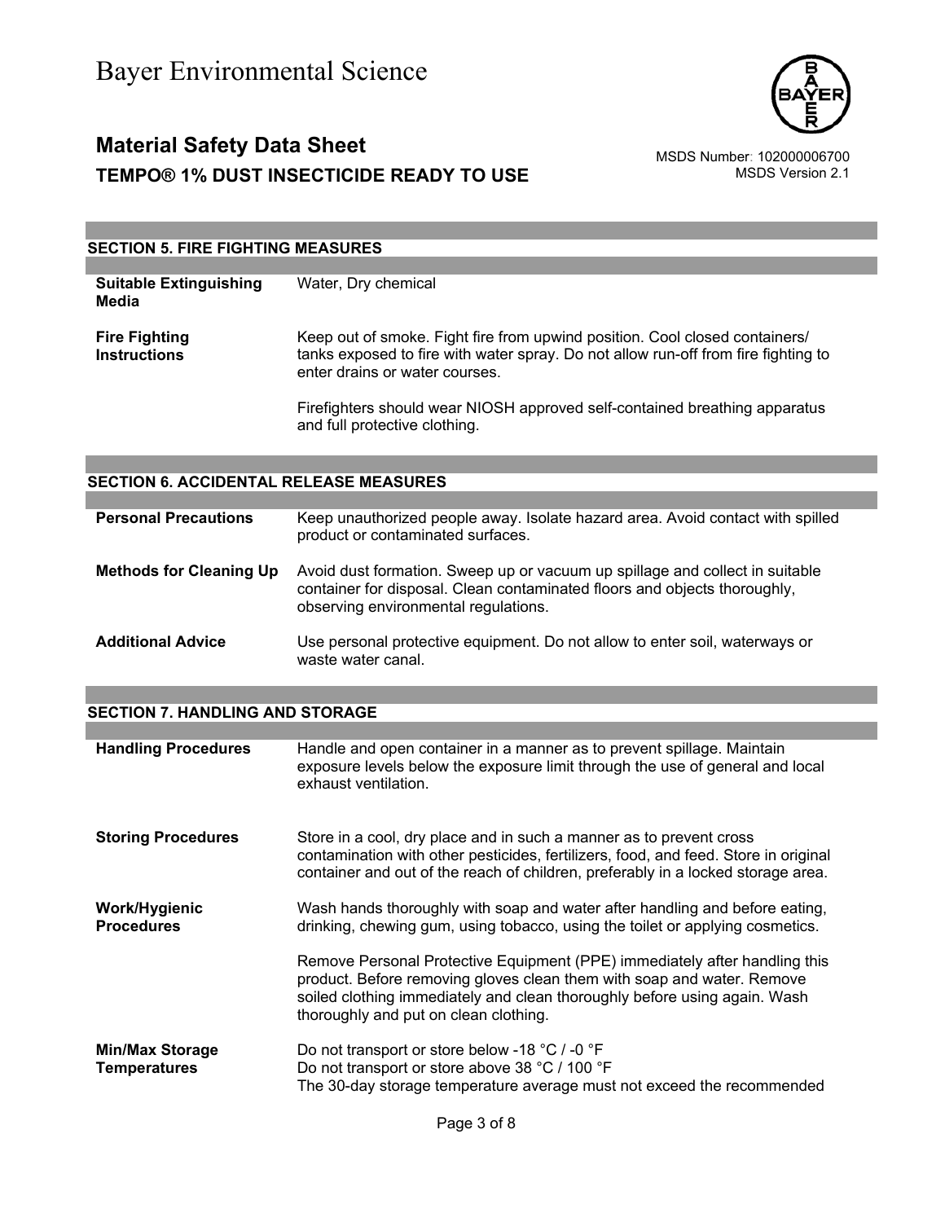## SECTION 5. FIRE FIGHTING MEASURES

| | |
|---|---|
| **Suitable Extinguishing Media** | Water, Dry chemical |
| **Fire Fighting Instructions** | Keep out of smoke. Fight fire from upwind position. Cool closed containers/ tanks exposed to fire with water spray. Do not allow run-off from fire fighting to enter drains or water courses.<br><br>Firefighters should wear NIOSH approved self-contained breathing apparatus and full protective clothing. |

## SECTION 6. ACCIDENTAL RELEASE MEASURES

| | |
|---|---|
| **Personal Precautions** | Keep unauthorized people away. Isolate hazard area. Avoid contact with spilled product or contaminated surfaces. |
| **Methods for Cleaning Up** | Avoid dust formation. Sweep up or vacuum up spillage and collect in suitable container for disposal. Clean contaminated floors and objects thoroughly, observing environmental regulations. |
| **Additional Advice** | Use personal protective equipment. Do not allow to enter soil, waterways or waste water canal. |

## SECTION 7. HANDLING AND STORAGE

| | |
|---|---|
| **Handling Procedures** | Handle and open container in a manner as to prevent spillage. Maintain exposure levels below the exposure limit through the use of general and local exhaust ventilation. |
| **Storing Procedures** | Store in a cool, dry place and in such a manner as to prevent cross contamination with other pesticides, fertilizers, food, and feed. Store in original container and out of the reach of children, preferably in a locked storage area. |
| **Work/Hygienic Procedures** | Wash hands thoroughly with soap and water after handling and before eating, drinking, chewing gum, using tobacco, using the toilet or applying cosmetics.<br><br>Remove Personal Protective Equipment (PPE) immediately after handling this product. Before removing gloves clean them with soap and water. Remove soiled clothing immediately and clean thoroughly before using again. Wash thoroughly and put on clean clothing. |
| **Min/Max Storage Temperatures** | Do not transport or store below -18 °C / -0 °F<br>Do not transport or store above 38 °C / 100 °F<br>The 30-day storage temperature average must not exceed the recommended |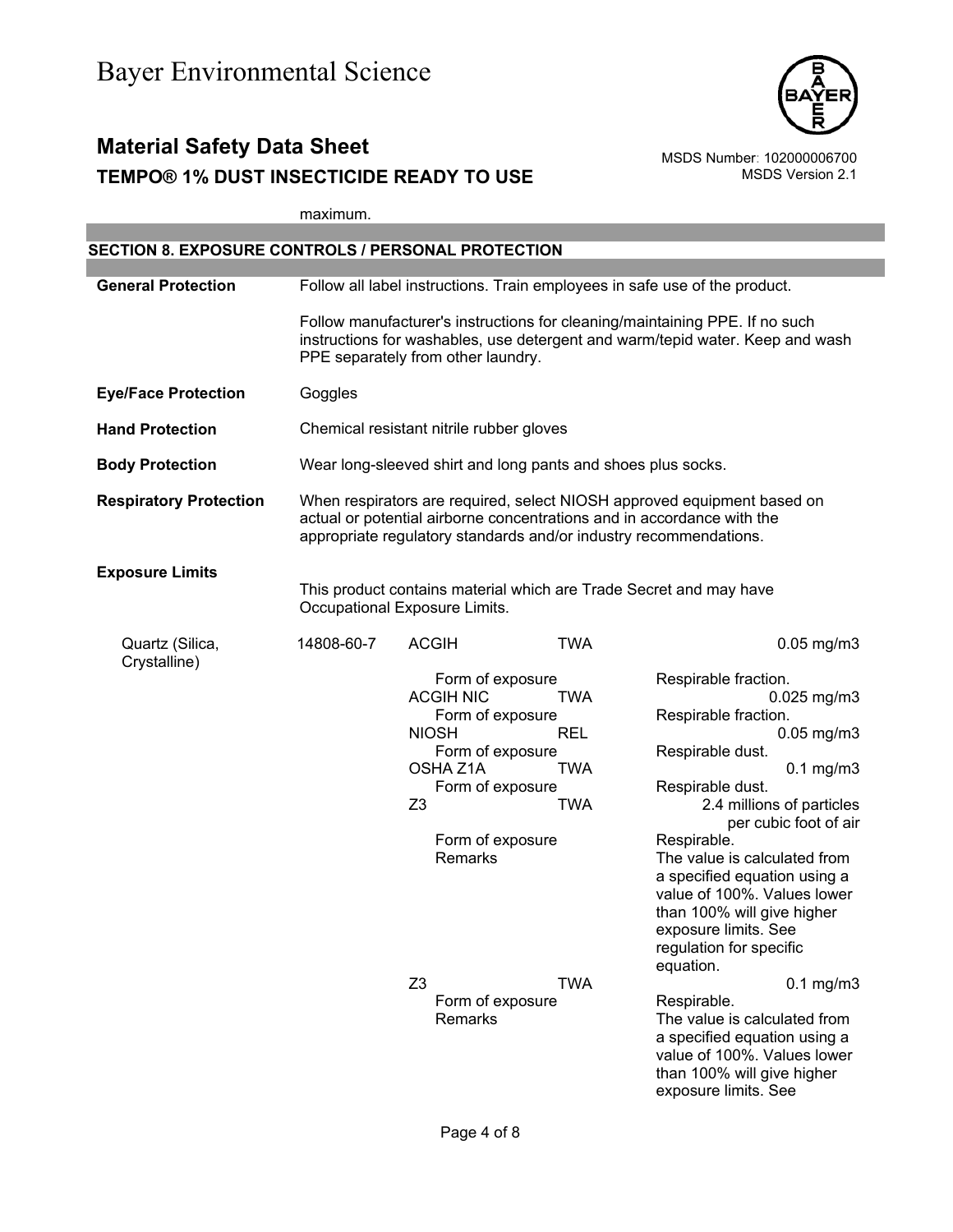maximum.

## SECTION 8. EXPOSURE CONTROLS / PERSONAL PROTECTION

**General Protection**

Follow all label instructions. Train employees in safe use of the product.

Follow manufacturer's instructions for cleaning/maintaining PPE. If no such instructions for washables, use detergent and warm/tepid water. Keep and wash PPE separately from other laundry.

**Eye/Face Protection**

Goggles

**Hand Protection**

Chemical resistant nitrile rubber gloves

**Body Protection**

Wear long-sleeved shirt and long pants and shoes plus socks.

**Respiratory Protection**

When respirators are required, select NIOSH approved equipment based on actual or potential airborne concentrations and in accordance with the appropriate regulatory standards and/or industry recommendations.

**Exposure Limits**

This product contains material which are Trade Secret and may have Occupational Exposure Limits.

| Component | CAS No. | Source | Type | Value |
|---|---|---|---|---|
| Quartz (Silica, Crystalline) | 14808-60-7 | ACGIH | TWA | 0.05 mg/m3 |
| | | Form of exposure | | Respirable fraction. |
| | | ACGIH NIC | TWA | 0.025 mg/m3 |
| | | Form of exposure | | Respirable fraction. |
| | | NIOSH | REL | 0.05 mg/m3 |
| | | Form of exposure | | Respirable dust. |
| | | OSHA Z1A | TWA | 0.1 mg/m3 |
| | | Form of exposure | | Respirable dust. |
| | | Z3 | TWA | 2.4 millions of particles per cubic foot of air |
| | | Form of exposure | | Respirable. |
| | | Remarks | | The value is calculated from a specified equation using a value of 100%. Values lower than 100% will give higher exposure limits. See regulation for specific equation. |
| | | Z3 | TWA | 0.1 mg/m3 |
| | | Form of exposure | | Respirable. |
| | | Remarks | | The value is calculated from a specified equation using a value of 100%. Values lower than 100% will give higher exposure limits. See |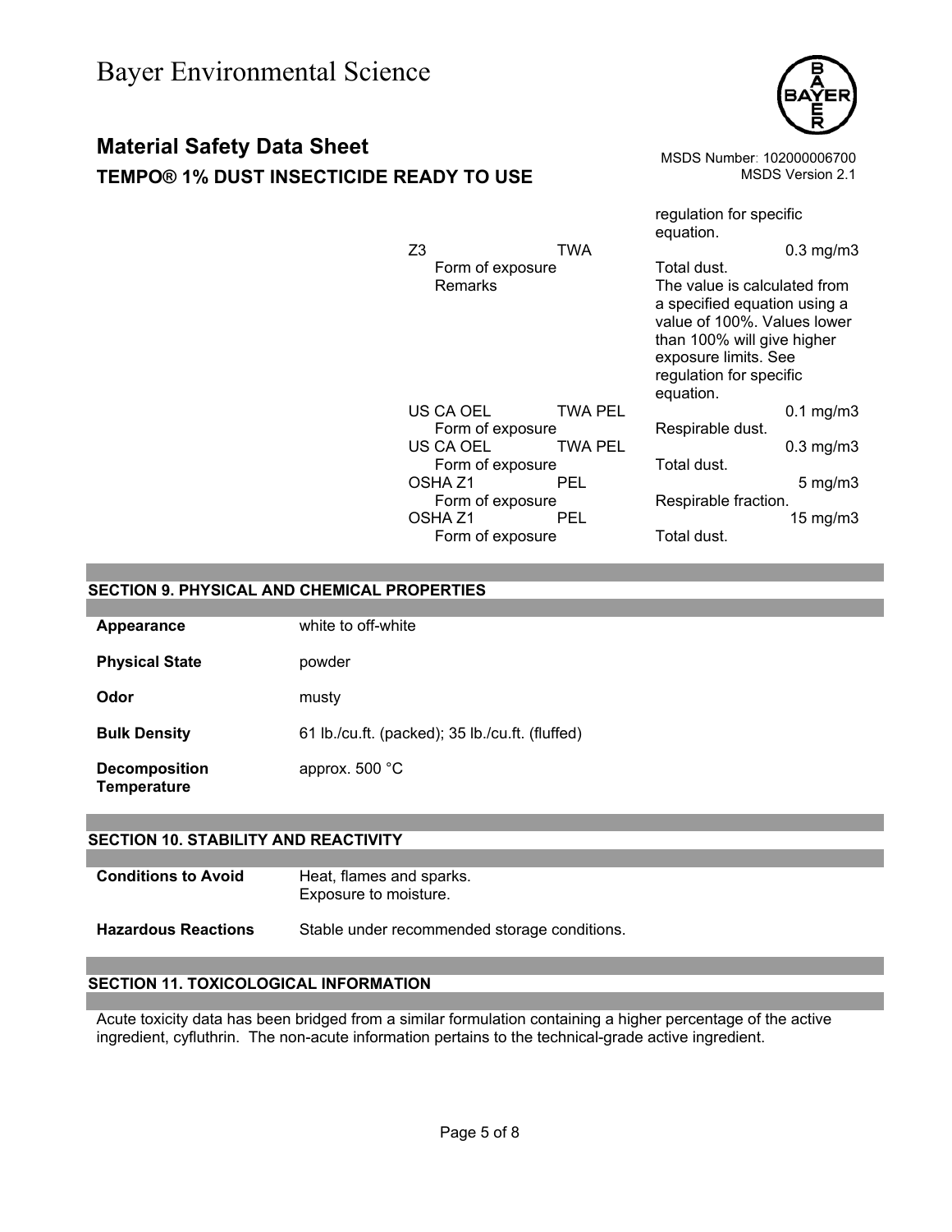| | | | |
|---|---|---|---|
| | | regulation for specific equation. | |
| Z3 | TWA | | 0.3 mg/m3 |
| Form of exposure | | Total dust. | |
| Remarks | | The value is calculated from a specified equation using a value of 100%. Values lower than 100% will give higher exposure limits. See regulation for specific equation. | |
| US CA OEL | TWA PEL | | 0.1 mg/m3 |
| Form of exposure | | Respirable dust. | |
| US CA OEL | TWA PEL | | 0.3 mg/m3 |
| Form of exposure | | Total dust. | |
| OSHA Z1 | PEL | | 5 mg/m3 |
| Form of exposure | | Respirable fraction. | |
| OSHA Z1 | PEL | | 15 mg/m3 |
| Form of exposure | | Total dust. | |

## SECTION 9. PHYSICAL AND CHEMICAL PROPERTIES

| | |
|---|---|
| **Appearance** | white to off-white |
| **Physical State** | powder |
| **Odor** | musty |
| **Bulk Density** | 61 lb./cu.ft. (packed); 35 lb./cu.ft. (fluffed) |
| **Decomposition Temperature** | approx. 500 °C |

## SECTION 10. STABILITY AND REACTIVITY

| | |
|---|---|
| **Conditions to Avoid** | Heat, flames and sparks.<br>Exposure to moisture. |
| **Hazardous Reactions** | Stable under recommended storage conditions. |

## SECTION 11. TOXICOLOGICAL INFORMATION

Acute toxicity data has been bridged from a similar formulation containing a higher percentage of the active ingredient, cyfluthrin. The non-acute information pertains to the technical-grade active ingredient.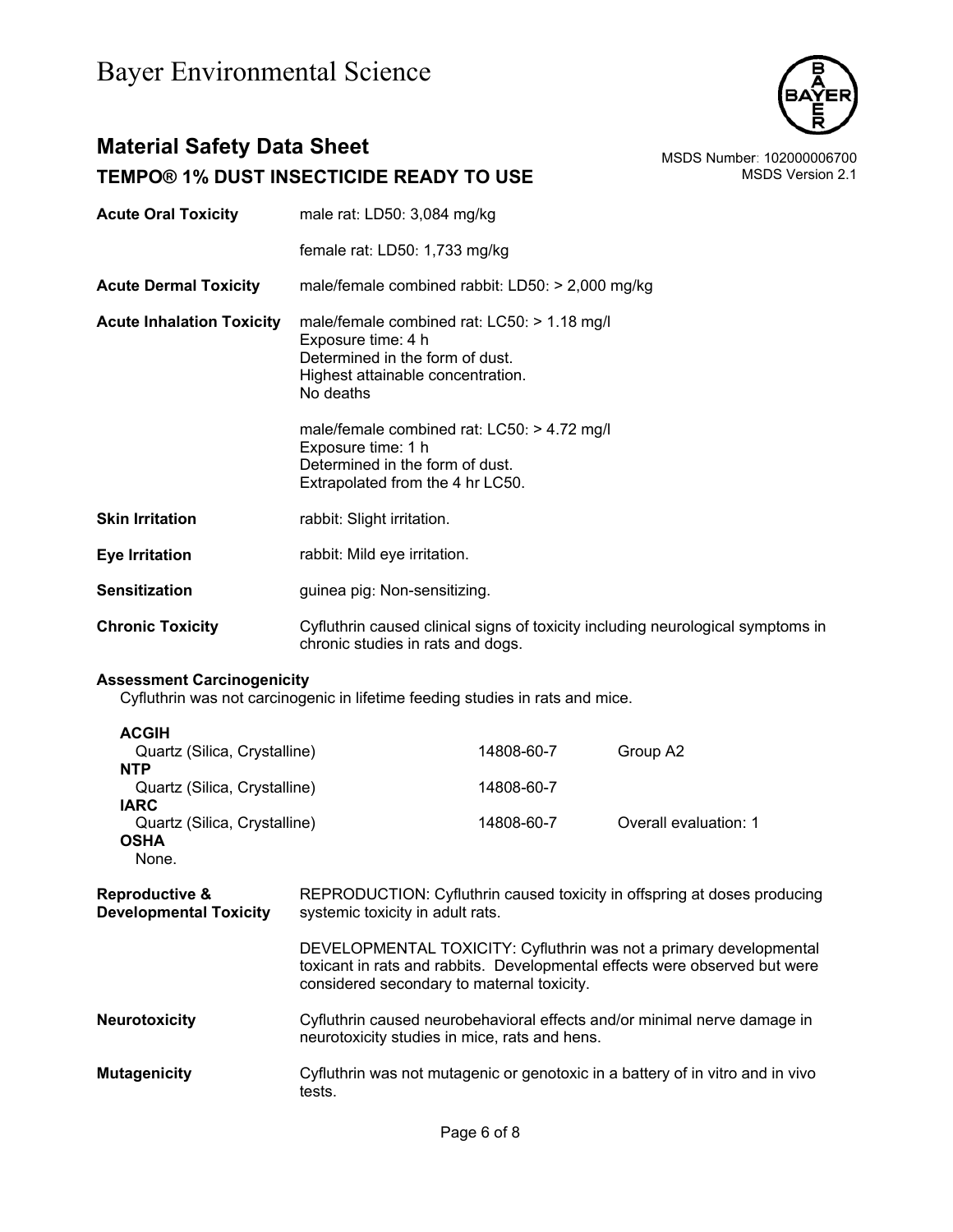| | |
|---|---|
| **Acute Oral Toxicity** | male rat: LD50: 3,084 mg/kg |
| | female rat: LD50: 1,733 mg/kg |
| **Acute Dermal Toxicity** | male/female combined rabbit: LD50: > 2,000 mg/kg |
| **Acute Inhalation Toxicity** | male/female combined rat: LC50: > 1.18 mg/l<br>Exposure time: 4 h<br>Determined in the form of dust.<br>Highest attainable concentration.<br>No deaths |
| | male/female combined rat: LC50: > 4.72 mg/l<br>Exposure time: 1 h<br>Determined in the form of dust.<br>Extrapolated from the 4 hr LC50. |
| **Skin Irritation** | rabbit: Slight irritation. |
| **Eye Irritation** | rabbit: Mild eye irritation. |
| **Sensitization** | guinea pig: Non-sensitizing. |
| **Chronic Toxicity** | Cyfluthrin caused clinical signs of toxicity including neurological symptoms in chronic studies in rats and dogs. |

**Assessment Carcinogenicity**

Cyfluthrin was not carcinogenic in lifetime feeding studies in rats and mice.

| | | |
|---|---|---|
| **ACGIH** | | |
| Quartz (Silica, Crystalline) | 14808-60-7 | Group A2 |
| **NTP** | | |
| Quartz (Silica, Crystalline) | 14808-60-7 | |
| **IARC** | | |
| Quartz (Silica, Crystalline) | 14808-60-7 | Overall evaluation: 1 |
| **OSHA** | | |
| None. | | |

| | |
|---|---|
| **Reproductive & Developmental Toxicity** | REPRODUCTION: Cyfluthrin caused toxicity in offspring at doses producing systemic toxicity in adult rats. |
| | DEVELOPMENTAL TOXICITY: Cyfluthrin was not a primary developmental toxicant in rats and rabbits. Developmental effects were observed but were considered secondary to maternal toxicity. |
| **Neurotoxicity** | Cyfluthrin caused neurobehavioral effects and/or minimal nerve damage in neurotoxicity studies in mice, rats and hens. |
| **Mutagenicity** | Cyfluthrin was not mutagenic or genotoxic in a battery of in vitro and in vivo tests. |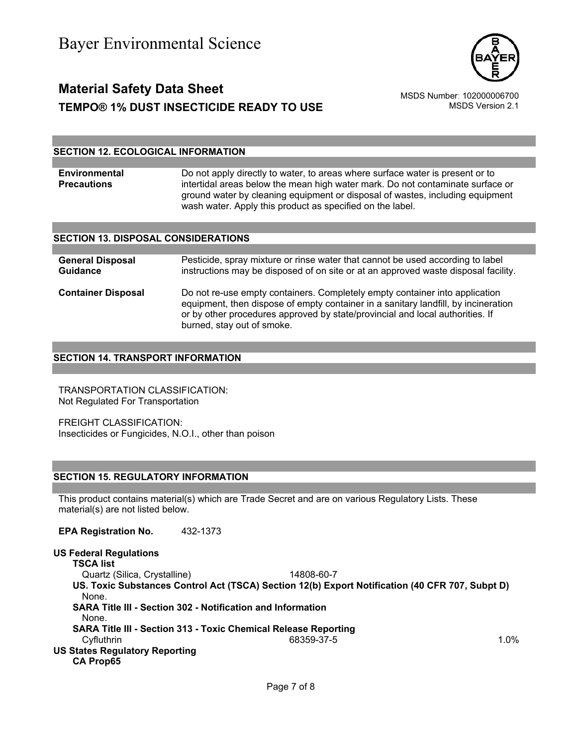## SECTION 12. ECOLOGICAL INFORMATION

**Environmental Precautions**
Do not apply directly to water, to areas where surface water is present or to intertidal areas below the mean high water mark. Do not contaminate surface or ground water by cleaning equipment or disposal of wastes, including equipment wash water. Apply this product as specified on the label.

## SECTION 13. DISPOSAL CONSIDERATIONS

**General Disposal Guidance**
Pesticide, spray mixture or rinse water that cannot be used according to label instructions may be disposed of on site or at an approved waste disposal facility.

**Container Disposal**
Do not re-use empty containers. Completely empty container into application equipment, then dispose of empty container in a sanitary landfill, by incineration or by other procedures approved by state/provincial and local authorities. If burned, stay out of smoke.

## SECTION 14. TRANSPORT INFORMATION

TRANSPORTATION CLASSIFICATION:
Not Regulated For Transportation

FREIGHT CLASSIFICATION:
Insecticides or Fungicides, N.O.I., other than poison

## SECTION 15. REGULATORY INFORMATION

This product contains material(s) which are Trade Secret and are on various Regulatory Lists. These material(s) are not listed below.

**EPA Registration No.** 432-1373

**US Federal Regulations**

**TSCA list**

| | | |
|---|---|---|
| Quartz (Silica, Crystalline) | 14808-60-7 | |

**US. Toxic Substances Control Act (TSCA) Section 12(b) Export Notification (40 CFR 707, Subpt D)**
None.

**SARA Title III - Section 302 - Notification and Information**
None.

**SARA Title III - Section 313 - Toxic Chemical Release Reporting**

| | | |
|---|---|---|
| Cyfluthrin | 68359-37-5 | 1.0% |

**US States Regulatory Reporting**

**CA Prop65**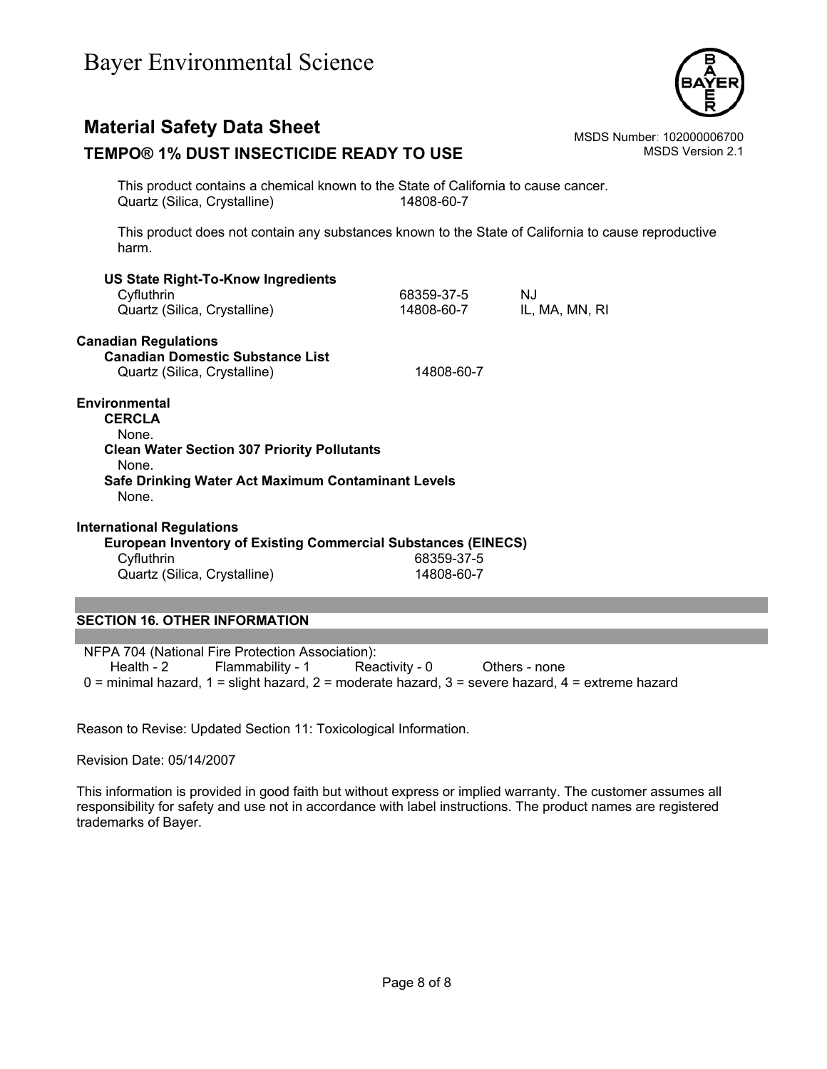This product contains a chemical known to the State of California to cause cancer.

| | |
|---|---|
| Quartz (Silica, Crystalline) | 14808-60-7 |

This product does not contain any substances known to the State of California to cause reproductive harm.

**US State Right-To-Know Ingredients**

| | | |
|---|---|---|
| Cyfluthrin | 68359-37-5 | NJ |
| Quartz (Silica, Crystalline) | 14808-60-7 | IL, MA, MN, RI |

**Canadian Regulations**

**Canadian Domestic Substance List**

| | |
|---|---|
| Quartz (Silica, Crystalline) | 14808-60-7 |

**Environmental**

**CERCLA**

None.

**Clean Water Section 307 Priority Pollutants**

None.

**Safe Drinking Water Act Maximum Contaminant Levels**

None.

**International Regulations**

**European Inventory of Existing Commercial Substances (EINECS)**

| | |
|---|---|
| Cyfluthrin | 68359-37-5 |
| Quartz (Silica, Crystalline) | 14808-60-7 |

## SECTION 16. OTHER INFORMATION

NFPA 704 (National Fire Protection Association):

Health - 2 Flammability - 1 Reactivity - 0 Others - none

0 = minimal hazard, 1 = slight hazard, 2 = moderate hazard, 3 = severe hazard, 4 = extreme hazard

Reason to Revise: Updated Section 11: Toxicological Information.

Revision Date: 05/14/2007

This information is provided in good faith but without express or implied warranty. The customer assumes all responsibility for safety and use not in accordance with label instructions. The product names are registered trademarks of Bayer.